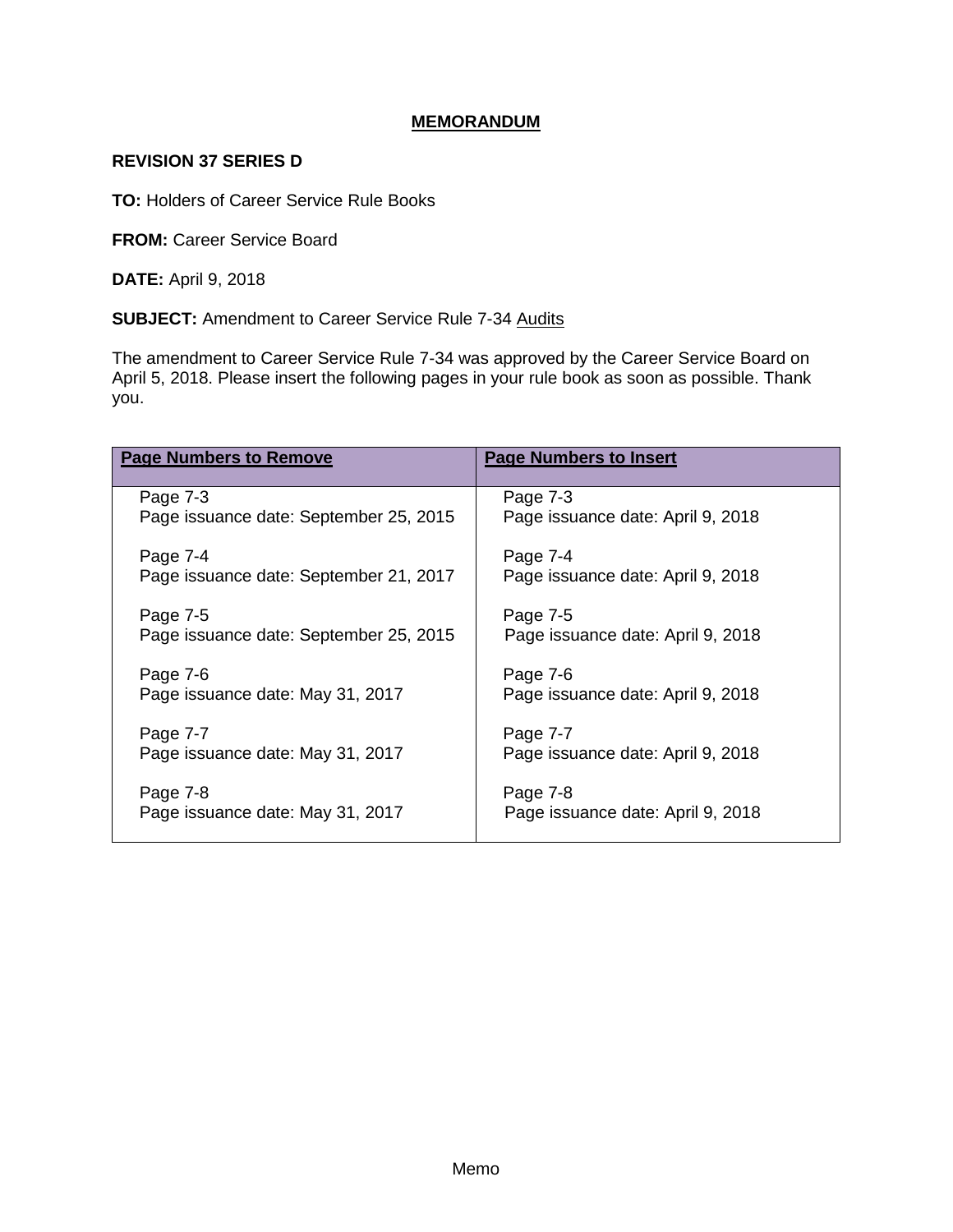# MEMORANDUM

**REVISION 37 SERIES D**

**TO:** Holders of Career Service Rule Books

**FROM:** Career Service Board

**DATE:** April 9, 2018

**SUBJECT:** Amendment to Career Service Rule 7-34 Audits

The amendment to Career Service Rule 7-34 was approved by the Career Service Board on April 5, 2018. Please insert the following pages in your rule book as soon as possible. Thank you.

| Page Numbers to Remove | Page Numbers to Insert |
| --- | --- |
| Page 7-3<br>Page issuance date: September 25, 2015 | Page 7-3<br>Page issuance date: April 9, 2018 |
| Page 7-4<br>Page issuance date: September 21, 2017 | Page 7-4<br>Page issuance date: April 9, 2018 |
| Page 7-5<br>Page issuance date: September 25, 2015 | Page 7-5<br>Page issuance date: April 9, 2018 |
| Page 7-6<br>Page issuance date: May 31, 2017 | Page 7-6<br>Page issuance date: April 9, 2018 |
| Page 7-7<br>Page issuance date: May 31, 2017 | Page 7-7<br>Page issuance date: April 9, 2018 |
| Page 7-8<br>Page issuance date: May 31, 2017 | Page 7-8<br>Page issuance date: April 9, 2018 |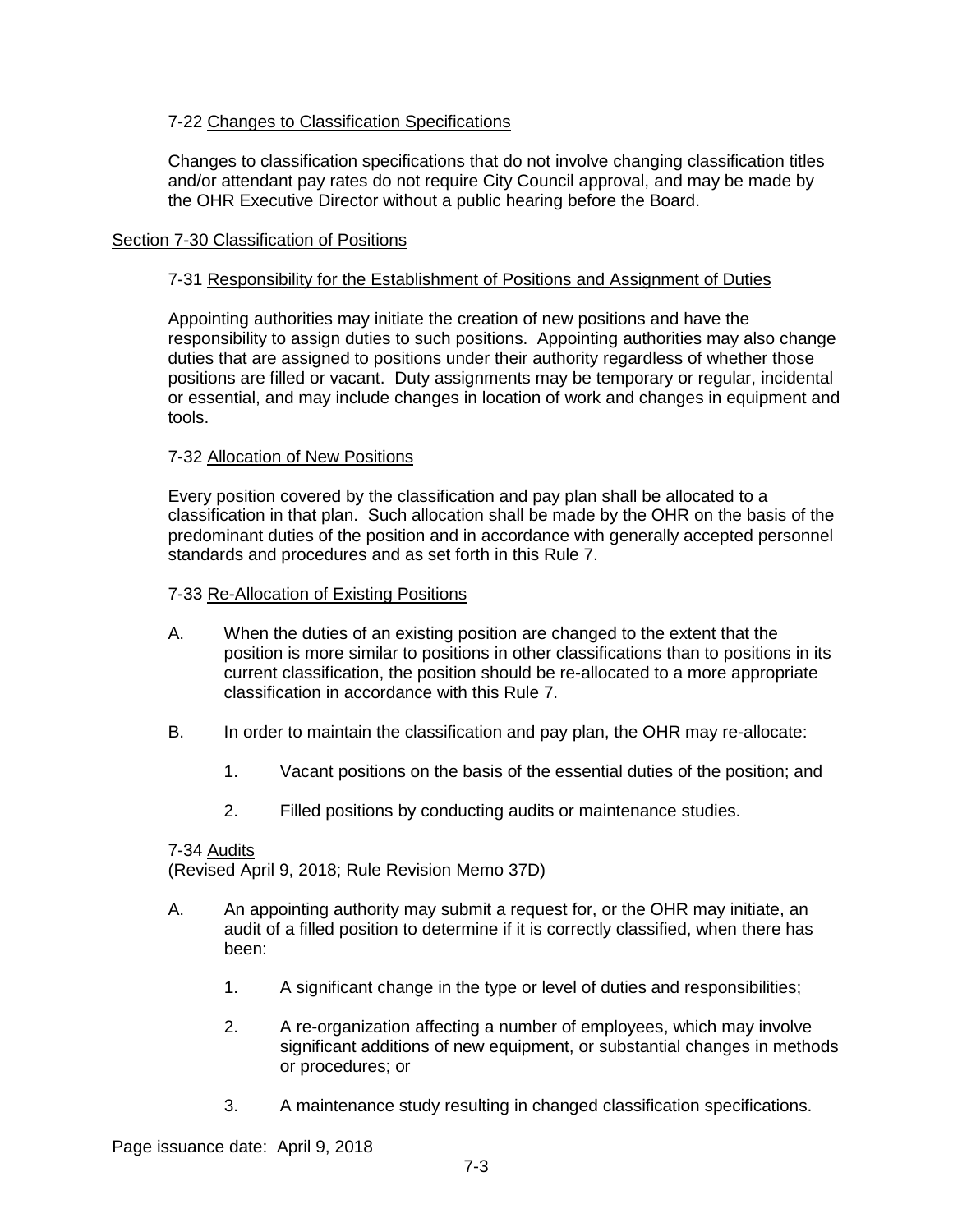### 7-22 Changes to Classification Specifications

Changes to classification specifications that do not involve changing classification titles and/or attendant pay rates do not require City Council approval, and may be made by the OHR Executive Director without a public hearing before the Board.

## Section 7-30 Classification of Positions

### 7-31 Responsibility for the Establishment of Positions and Assignment of Duties

Appointing authorities may initiate the creation of new positions and have the responsibility to assign duties to such positions. Appointing authorities may also change duties that are assigned to positions under their authority regardless of whether those positions are filled or vacant. Duty assignments may be temporary or regular, incidental or essential, and may include changes in location of work and changes in equipment and tools.

### 7-32 Allocation of New Positions

Every position covered by the classification and pay plan shall be allocated to a classification in that plan. Such allocation shall be made by the OHR on the basis of the predominant duties of the position and in accordance with generally accepted personnel standards and procedures and as set forth in this Rule 7.

### 7-33 Re-Allocation of Existing Positions

A. When the duties of an existing position are changed to the extent that the position is more similar to positions in other classifications than to positions in its current classification, the position should be re-allocated to a more appropriate classification in accordance with this Rule 7.

B. In order to maintain the classification and pay plan, the OHR may re-allocate:

1. Vacant positions on the basis of the essential duties of the position; and

2. Filled positions by conducting audits or maintenance studies.

### 7-34 Audits

(Revised April 9, 2018; Rule Revision Memo 37D)

A. An appointing authority may submit a request for, or the OHR may initiate, an audit of a filled position to determine if it is correctly classified, when there has been:

1. A significant change in the type or level of duties and responsibilities;

2. A re-organization affecting a number of employees, which may involve significant additions of new equipment, or substantial changes in methods or procedures; or

3. A maintenance study resulting in changed classification specifications.

Page issuance date: April 9, 2018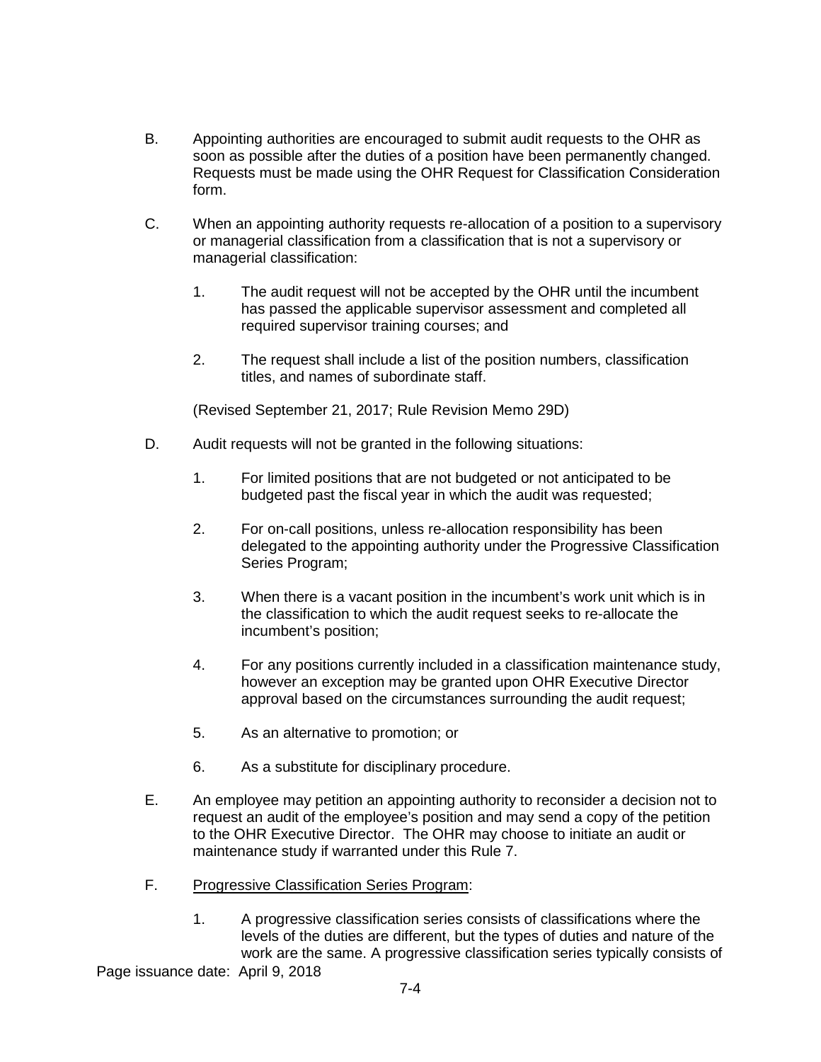B. Appointing authorities are encouraged to submit audit requests to the OHR as soon as possible after the duties of a position have been permanently changed. Requests must be made using the OHR Request for Classification Consideration form.

C. When an appointing authority requests re-allocation of a position to a supervisory or managerial classification from a classification that is not a supervisory or managerial classification:

   1. The audit request will not be accepted by the OHR until the incumbent has passed the applicable supervisor assessment and completed all required supervisor training courses; and

   2. The request shall include a list of the position numbers, classification titles, and names of subordinate staff.

   (Revised September 21, 2017; Rule Revision Memo 29D)

D. Audit requests will not be granted in the following situations:

   1. For limited positions that are not budgeted or not anticipated to be budgeted past the fiscal year in which the audit was requested;

   2. For on-call positions, unless re-allocation responsibility has been delegated to the appointing authority under the Progressive Classification Series Program;

   3. When there is a vacant position in the incumbent's work unit which is in the classification to which the audit request seeks to re-allocate the incumbent's position;

   4. For any positions currently included in a classification maintenance study, however an exception may be granted upon OHR Executive Director approval based on the circumstances surrounding the audit request;

   5. As an alternative to promotion; or

   6. As a substitute for disciplinary procedure.

E. An employee may petition an appointing authority to reconsider a decision not to request an audit of the employee's position and may send a copy of the petition to the OHR Executive Director. The OHR may choose to initiate an audit or maintenance study if warranted under this Rule 7.

F. <u>Progressive Classification Series Program</u>:

   1. A progressive classification series consists of classifications where the levels of the duties are different, but the types of duties and nature of the work are the same. A progressive classification series typically consists of

Page issuance date: April 9, 2018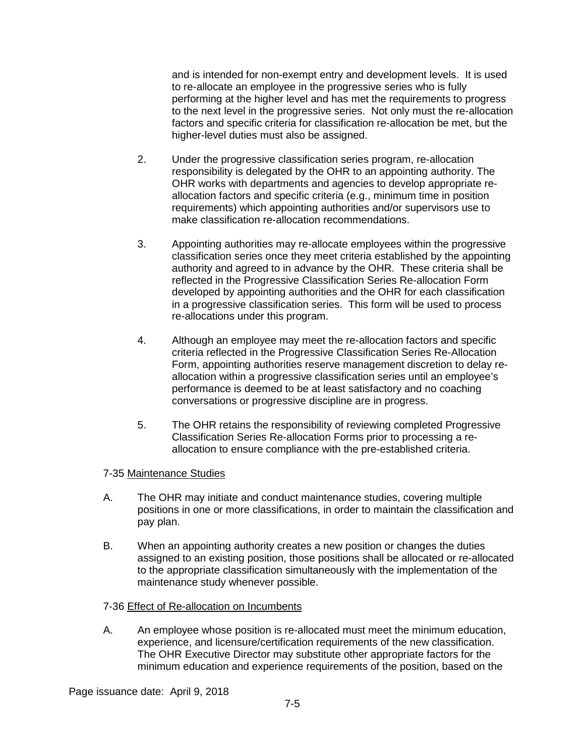and is intended for non-exempt entry and development levels. It is used to re-allocate an employee in the progressive series who is fully performing at the higher level and has met the requirements to progress to the next level in the progressive series. Not only must the re-allocation factors and specific criteria for classification re-allocation be met, but the higher-level duties must also be assigned.

2. Under the progressive classification series program, re-allocation responsibility is delegated by the OHR to an appointing authority. The OHR works with departments and agencies to develop appropriate re-allocation factors and specific criteria (e.g., minimum time in position requirements) which appointing authorities and/or supervisors use to make classification re-allocation recommendations.

3. Appointing authorities may re-allocate employees within the progressive classification series once they meet criteria established by the appointing authority and agreed to in advance by the OHR. These criteria shall be reflected in the Progressive Classification Series Re-allocation Form developed by appointing authorities and the OHR for each classification in a progressive classification series. This form will be used to process re-allocations under this program.

4. Although an employee may meet the re-allocation factors and specific criteria reflected in the Progressive Classification Series Re-Allocation Form, appointing authorities reserve management discretion to delay re-allocation within a progressive classification series until an employee's performance is deemed to be at least satisfactory and no coaching conversations or progressive discipline are in progress.

5. The OHR retains the responsibility of reviewing completed Progressive Classification Series Re-allocation Forms prior to processing a re-allocation to ensure compliance with the pre-established criteria.

7-35 Maintenance Studies

A. The OHR may initiate and conduct maintenance studies, covering multiple positions in one or more classifications, in order to maintain the classification and pay plan.

B. When an appointing authority creates a new position or changes the duties assigned to an existing position, those positions shall be allocated or re-allocated to the appropriate classification simultaneously with the implementation of the maintenance study whenever possible.

7-36 Effect of Re-allocation on Incumbents

A. An employee whose position is re-allocated must meet the minimum education, experience, and licensure/certification requirements of the new classification. The OHR Executive Director may substitute other appropriate factors for the minimum education and experience requirements of the position, based on the

Page issuance date: April 9, 2018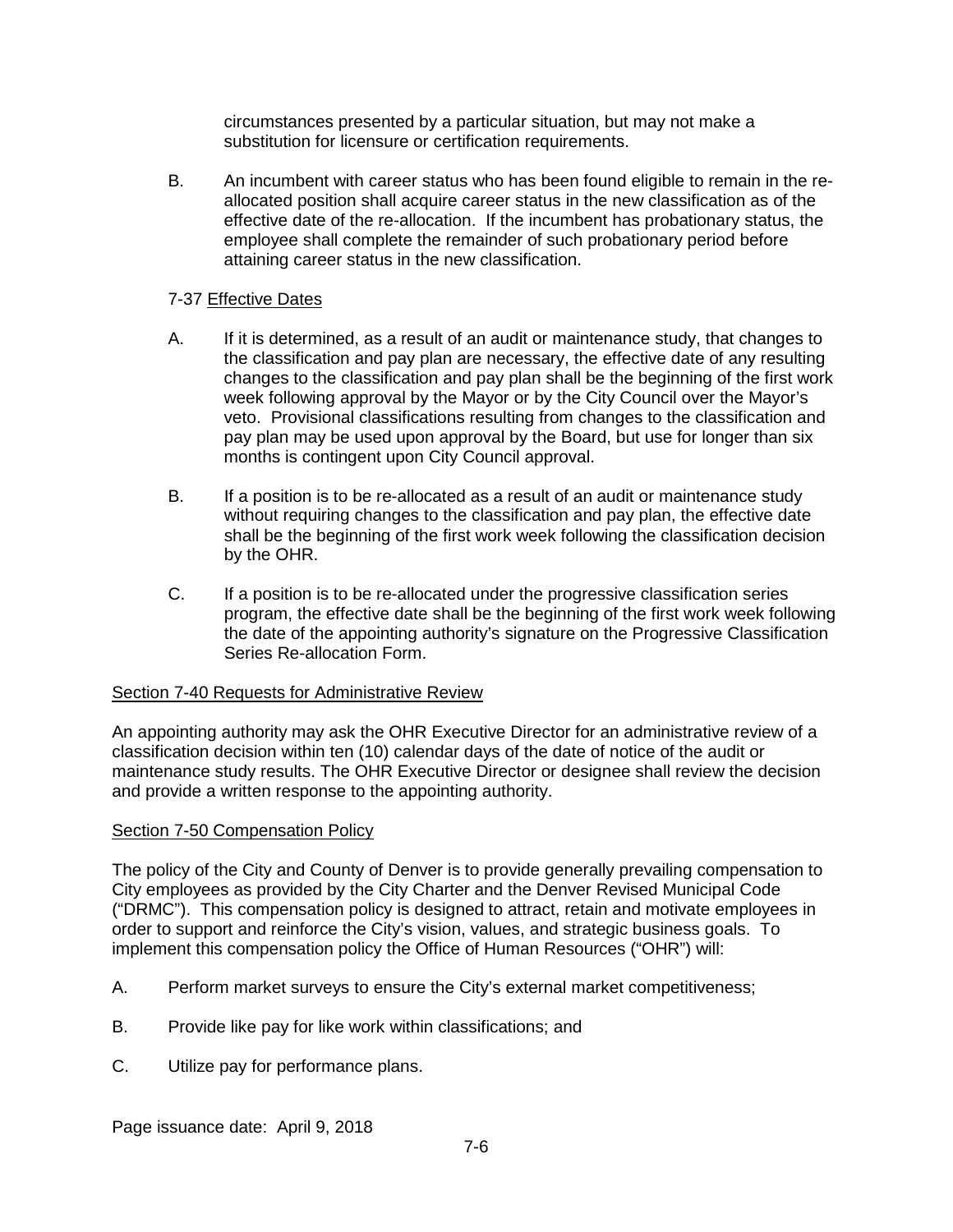circumstances presented by a particular situation, but may not make a substitution for licensure or certification requirements.

B. An incumbent with career status who has been found eligible to remain in the re-allocated position shall acquire career status in the new classification as of the effective date of the re-allocation. If the incumbent has probationary status, the employee shall complete the remainder of such probationary period before attaining career status in the new classification.

7-37 Effective Dates

A. If it is determined, as a result of an audit or maintenance study, that changes to the classification and pay plan are necessary, the effective date of any resulting changes to the classification and pay plan shall be the beginning of the first work week following approval by the Mayor or by the City Council over the Mayor's veto. Provisional classifications resulting from changes to the classification and pay plan may be used upon approval by the Board, but use for longer than six months is contingent upon City Council approval.

B. If a position is to be re-allocated as a result of an audit or maintenance study without requiring changes to the classification and pay plan, the effective date shall be the beginning of the first work week following the classification decision by the OHR.

C. If a position is to be re-allocated under the progressive classification series program, the effective date shall be the beginning of the first work week following the date of the appointing authority's signature on the Progressive Classification Series Re-allocation Form.

## Section 7-40 Requests for Administrative Review

An appointing authority may ask the OHR Executive Director for an administrative review of a classification decision within ten (10) calendar days of the date of notice of the audit or maintenance study results. The OHR Executive Director or designee shall review the decision and provide a written response to the appointing authority.

## Section 7-50 Compensation Policy

The policy of the City and County of Denver is to provide generally prevailing compensation to City employees as provided by the City Charter and the Denver Revised Municipal Code ("DRMC"). This compensation policy is designed to attract, retain and motivate employees in order to support and reinforce the City's vision, values, and strategic business goals. To implement this compensation policy the Office of Human Resources ("OHR") will:

A. Perform market surveys to ensure the City's external market competitiveness;

B. Provide like pay for like work within classifications; and

C. Utilize pay for performance plans.

Page issuance date: April 9, 2018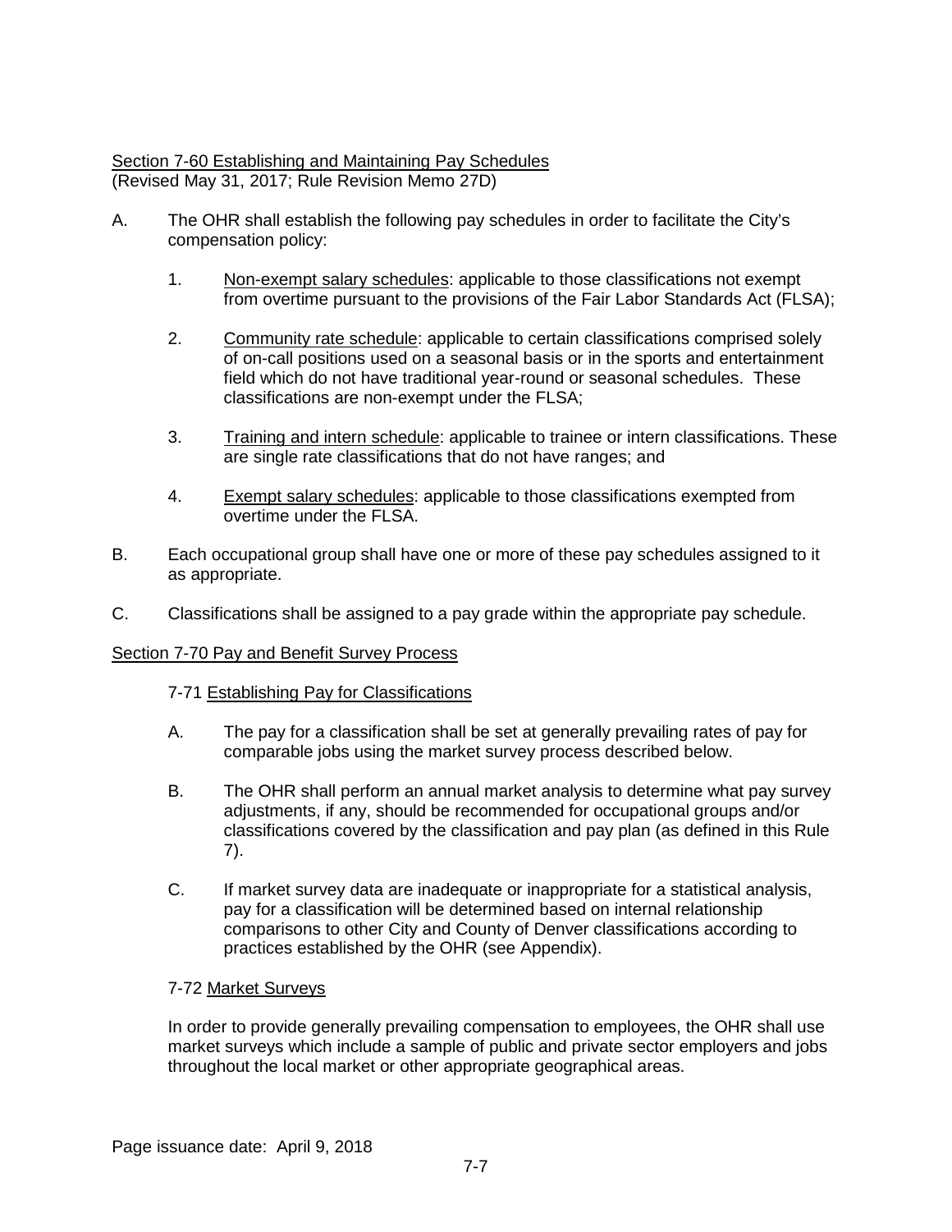## Section 7-60 Establishing and Maintaining Pay Schedules

(Revised May 31, 2017; Rule Revision Memo 27D)

A. The OHR shall establish the following pay schedules in order to facilitate the City's compensation policy:

1. Non-exempt salary schedules: applicable to those classifications not exempt from overtime pursuant to the provisions of the Fair Labor Standards Act (FLSA);

2. Community rate schedule: applicable to certain classifications comprised solely of on-call positions used on a seasonal basis or in the sports and entertainment field which do not have traditional year-round or seasonal schedules. These classifications are non-exempt under the FLSA;

3. Training and intern schedule: applicable to trainee or intern classifications. These are single rate classifications that do not have ranges; and

4. Exempt salary schedules: applicable to those classifications exempted from overtime under the FLSA.

B. Each occupational group shall have one or more of these pay schedules assigned to it as appropriate.

C. Classifications shall be assigned to a pay grade within the appropriate pay schedule.

## Section 7-70 Pay and Benefit Survey Process

### 7-71 Establishing Pay for Classifications

A. The pay for a classification shall be set at generally prevailing rates of pay for comparable jobs using the market survey process described below.

B. The OHR shall perform an annual market analysis to determine what pay survey adjustments, if any, should be recommended for occupational groups and/or classifications covered by the classification and pay plan (as defined in this Rule 7).

C. If market survey data are inadequate or inappropriate for a statistical analysis, pay for a classification will be determined based on internal relationship comparisons to other City and County of Denver classifications according to practices established by the OHR (see Appendix).

### 7-72 Market Surveys

In order to provide generally prevailing compensation to employees, the OHR shall use market surveys which include a sample of public and private sector employers and jobs throughout the local market or other appropriate geographical areas.

Page issuance date: April 9, 2018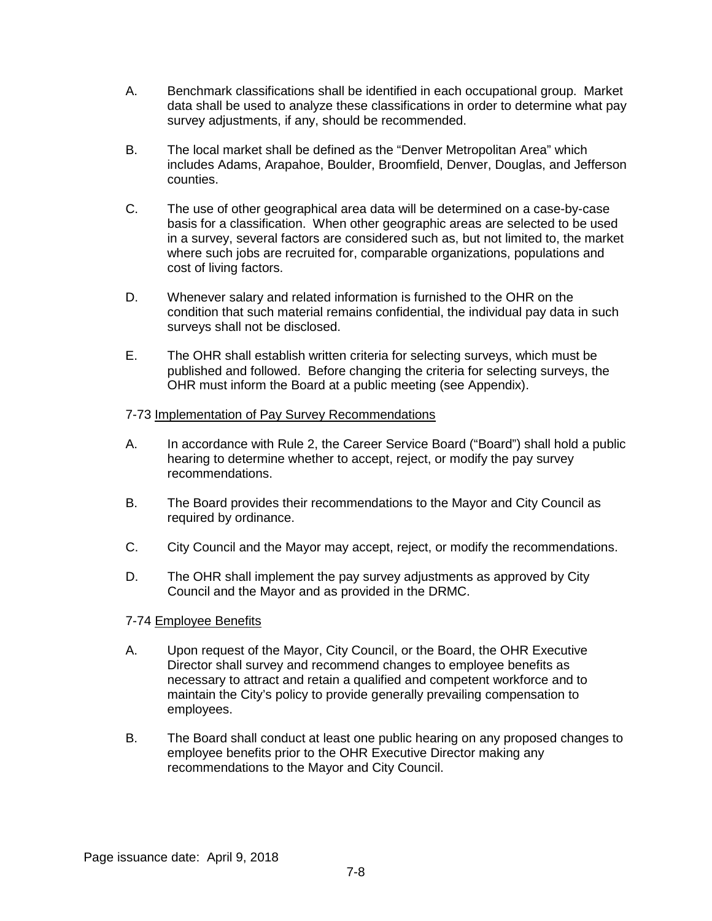A. Benchmark classifications shall be identified in each occupational group. Market data shall be used to analyze these classifications in order to determine what pay survey adjustments, if any, should be recommended.

B. The local market shall be defined as the "Denver Metropolitan Area" which includes Adams, Arapahoe, Boulder, Broomfield, Denver, Douglas, and Jefferson counties.

C. The use of other geographical area data will be determined on a case-by-case basis for a classification. When other geographic areas are selected to be used in a survey, several factors are considered such as, but not limited to, the market where such jobs are recruited for, comparable organizations, populations and cost of living factors.

D. Whenever salary and related information is furnished to the OHR on the condition that such material remains confidential, the individual pay data in such surveys shall not be disclosed.

E. The OHR shall establish written criteria for selecting surveys, which must be published and followed. Before changing the criteria for selecting surveys, the OHR must inform the Board at a public meeting (see Appendix).

### 7-73 Implementation of Pay Survey Recommendations

A. In accordance with Rule 2, the Career Service Board ("Board") shall hold a public hearing to determine whether to accept, reject, or modify the pay survey recommendations.

B. The Board provides their recommendations to the Mayor and City Council as required by ordinance.

C. City Council and the Mayor may accept, reject, or modify the recommendations.

D. The OHR shall implement the pay survey adjustments as approved by City Council and the Mayor and as provided in the DRMC.

### 7-74 Employee Benefits

A. Upon request of the Mayor, City Council, or the Board, the OHR Executive Director shall survey and recommend changes to employee benefits as necessary to attract and retain a qualified and competent workforce and to maintain the City's policy to provide generally prevailing compensation to employees.

B. The Board shall conduct at least one public hearing on any proposed changes to employee benefits prior to the OHR Executive Director making any recommendations to the Mayor and City Council.

Page issuance date: April 9, 2018